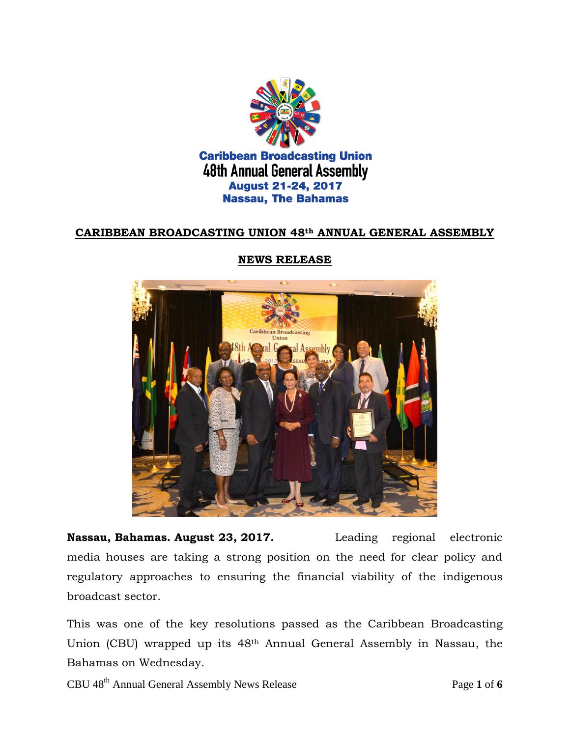Caribbean Broadcasting Union
48th Annual General Assembly
August 21-24, 2017
Nassau, The Bahamas

# CARIBBEAN BROADCASTING UNION 48th ANNUAL GENERAL ASSEMBLY

## NEWS RELEASE

**Nassau, Bahamas. August 23, 2017.** Leading regional electronic media houses are taking a strong position on the need for clear policy and regulatory approaches to ensuring the financial viability of the indigenous broadcast sector.

This was one of the key resolutions passed as the Caribbean Broadcasting Union (CBU) wrapped up its 48th Annual General Assembly in Nassau, the Bahamas on Wednesday.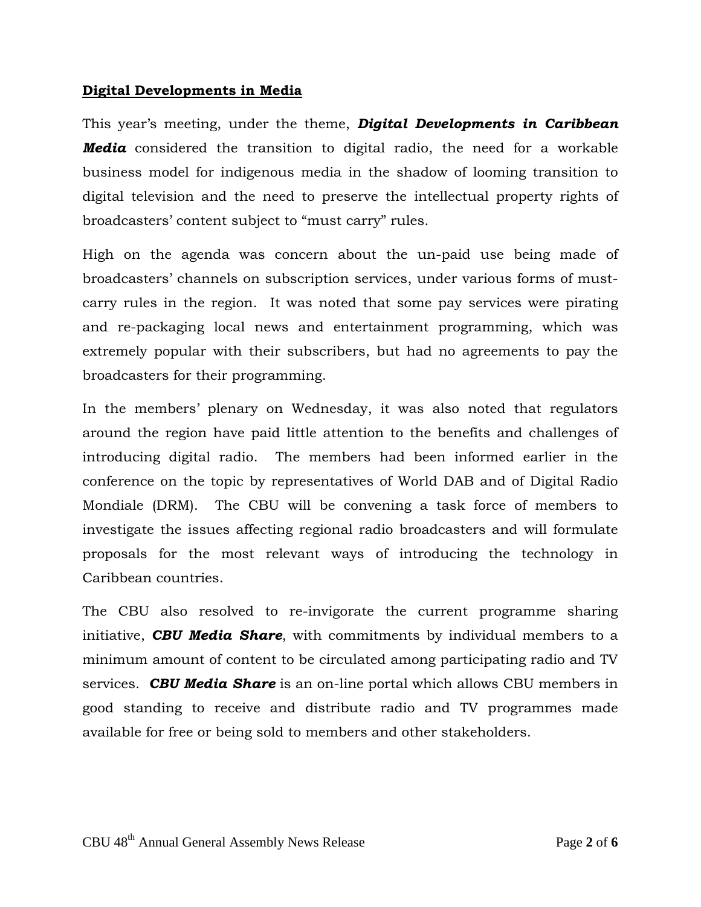## Digital Developments in Media

This year's meeting, under the theme, ***Digital Developments in Caribbean Media*** considered the transition to digital radio, the need for a workable business model for indigenous media in the shadow of looming transition to digital television and the need to preserve the intellectual property rights of broadcasters' content subject to "must carry" rules.

High on the agenda was concern about the un-paid use being made of broadcasters' channels on subscription services, under various forms of must-carry rules in the region. It was noted that some pay services were pirating and re-packaging local news and entertainment programming, which was extremely popular with their subscribers, but had no agreements to pay the broadcasters for their programming.

In the members' plenary on Wednesday, it was also noted that regulators around the region have paid little attention to the benefits and challenges of introducing digital radio. The members had been informed earlier in the conference on the topic by representatives of World DAB and of Digital Radio Mondiale (DRM). The CBU will be convening a task force of members to investigate the issues affecting regional radio broadcasters and will formulate proposals for the most relevant ways of introducing the technology in Caribbean countries.

The CBU also resolved to re-invigorate the current programme sharing initiative, ***CBU Media Share***, with commitments by individual members to a minimum amount of content to be circulated among participating radio and TV services. ***CBU Media Share*** is an on-line portal which allows CBU members in good standing to receive and distribute radio and TV programmes made available for free or being sold to members and other stakeholders.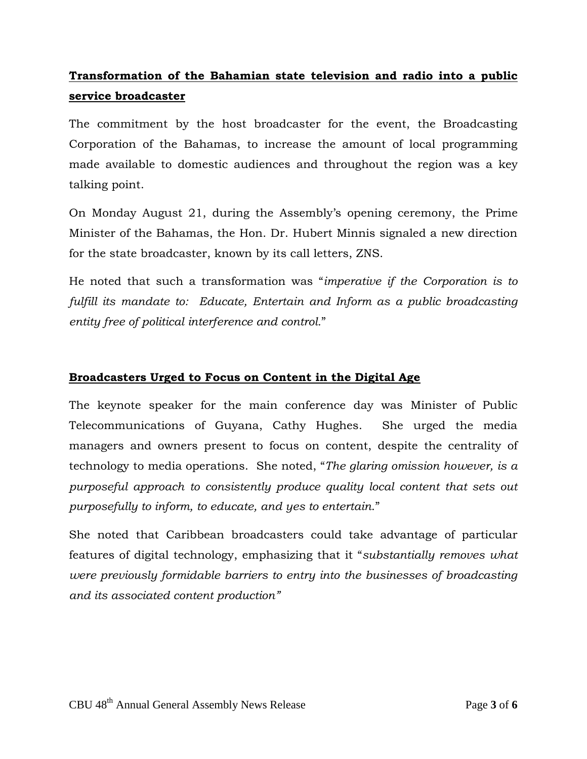## Transformation of the Bahamian state television and radio into a public service broadcaster

The commitment by the host broadcaster for the event, the Broadcasting Corporation of the Bahamas, to increase the amount of local programming made available to domestic audiences and throughout the region was a key talking point.

On Monday August 21, during the Assembly's opening ceremony, the Prime Minister of the Bahamas, the Hon. Dr. Hubert Minnis signaled a new direction for the state broadcaster, known by its call letters, ZNS.

He noted that such a transformation was "*imperative if the Corporation is to fulfill its mandate to: Educate, Entertain and Inform as a public broadcasting entity free of political interference and control.*"

## Broadcasters Urged to Focus on Content in the Digital Age

The keynote speaker for the main conference day was Minister of Public Telecommunications of Guyana, Cathy Hughes. She urged the media managers and owners present to focus on content, despite the centrality of technology to media operations. She noted, "*The glaring omission however, is a purposeful approach to consistently produce quality local content that sets out purposefully to inform, to educate, and yes to entertain.*"

She noted that Caribbean broadcasters could take advantage of particular features of digital technology, emphasizing that it "*substantially removes what were previously formidable barriers to entry into the businesses of broadcasting and its associated content production"*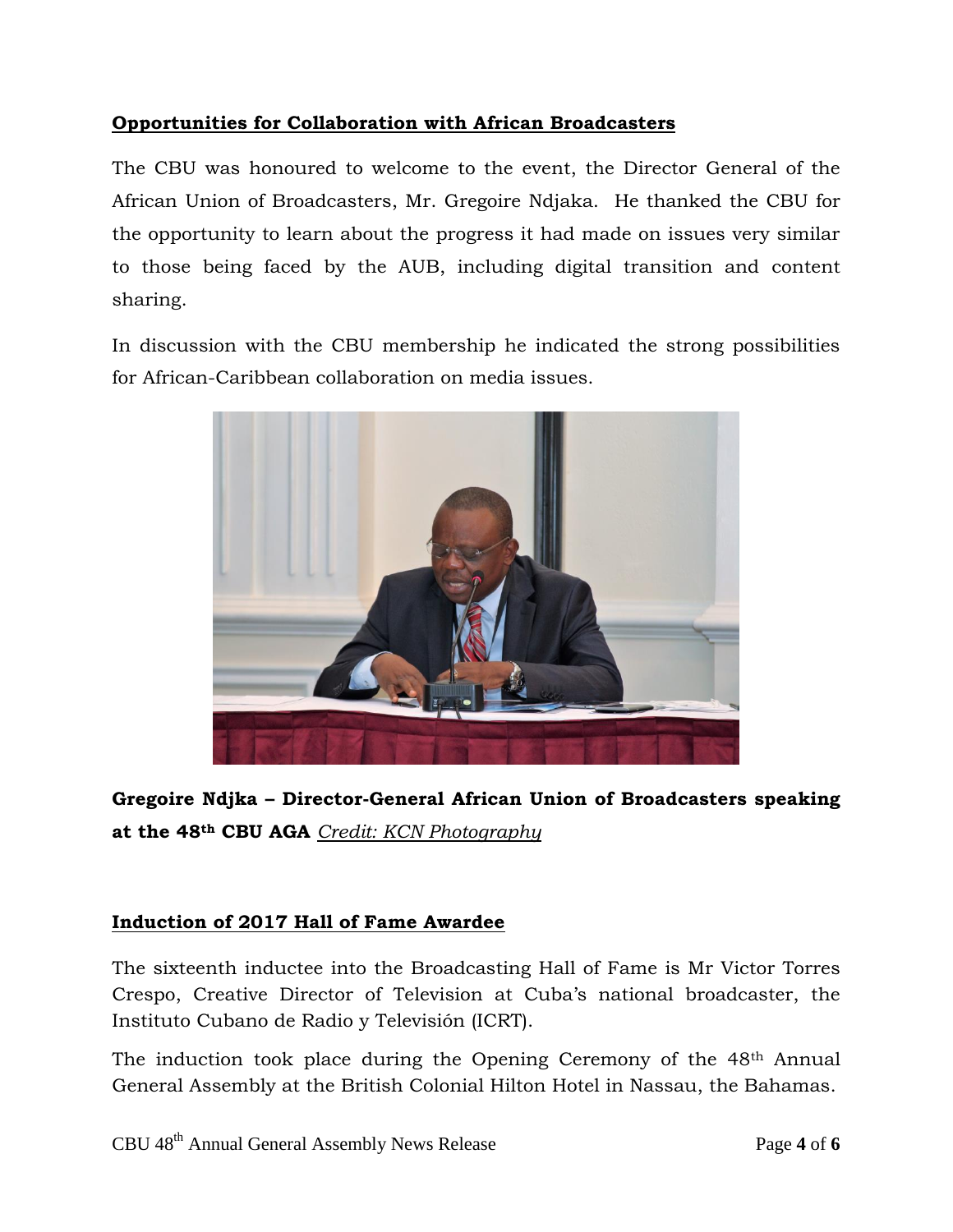## Opportunities for Collaboration with African Broadcasters

The CBU was honoured to welcome to the event, the Director General of the African Union of Broadcasters, Mr. Gregoire Ndjaka. He thanked the CBU for the opportunity to learn about the progress it had made on issues very similar to those being faced by the AUB, including digital transition and content sharing.

In discussion with the CBU membership he indicated the strong possibilities for African-Caribbean collaboration on media issues.

**Gregoire Ndjka – Director-General African Union of Broadcasters speaking at the 48th CBU AGA** *Credit: KCN Photography*

## Induction of 2017 Hall of Fame Awardee

The sixteenth inductee into the Broadcasting Hall of Fame is Mr Victor Torres Crespo, Creative Director of Television at Cuba's national broadcaster, the Instituto Cubano de Radio y Televisión (ICRT).

The induction took place during the Opening Ceremony of the 48th Annual General Assembly at the British Colonial Hilton Hotel in Nassau, the Bahamas.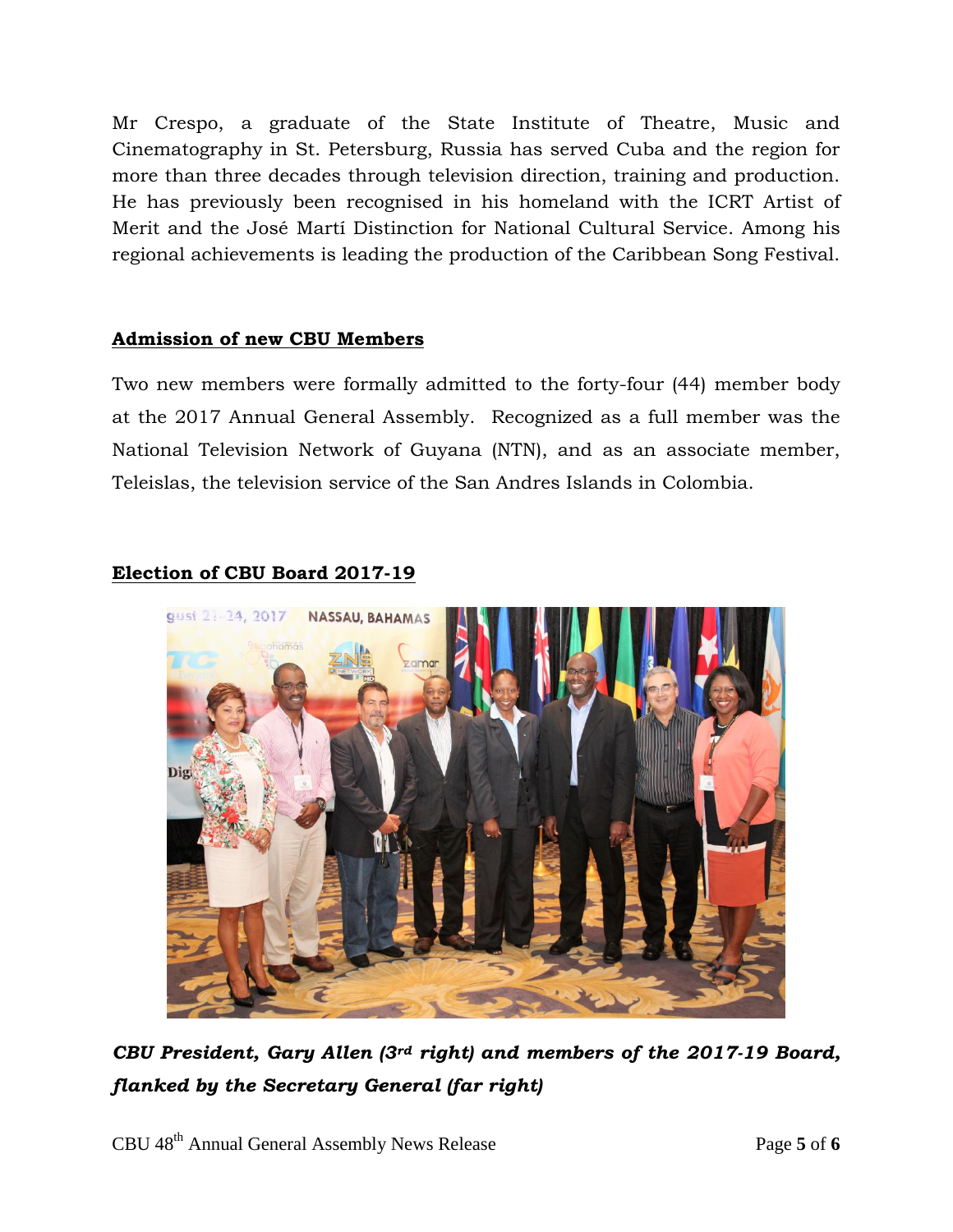Mr Crespo, a graduate of the State Institute of Theatre, Music and Cinematography in St. Petersburg, Russia has served Cuba and the region for more than three decades through television direction, training and production. He has previously been recognised in his homeland with the ICRT Artist of Merit and the José Martí Distinction for National Cultural Service. Among his regional achievements is leading the production of the Caribbean Song Festival.

## **Admission of new CBU Members**

Two new members were formally admitted to the forty-four (44) member body at the 2017 Annual General Assembly. Recognized as a full member was the National Television Network of Guyana (NTN), and as an associate member, Teleislas, the television service of the San Andres Islands in Colombia.

## **Election of CBU Board 2017-19**

***CBU President, Gary Allen (3rd right) and members of the 2017-19 Board, flanked by the Secretary General (far right)***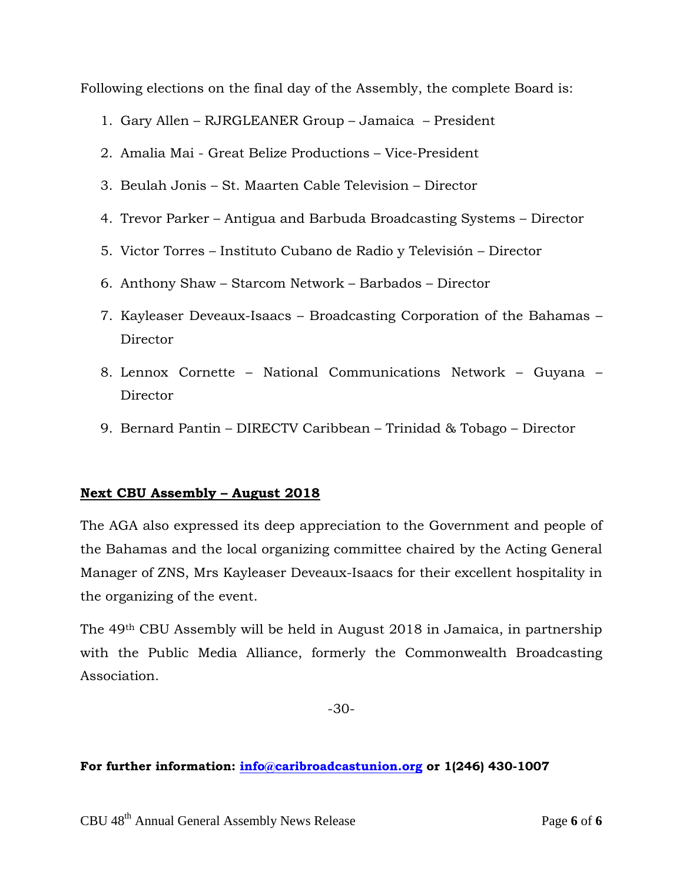Following elections on the final day of the Assembly, the complete Board is:

1. Gary Allen – RJRGLEANER Group – Jamaica – President
2. Amalia Mai - Great Belize Productions – Vice-President
3. Beulah Jonis – St. Maarten Cable Television – Director
4. Trevor Parker – Antigua and Barbuda Broadcasting Systems – Director
5. Victor Torres – Instituto Cubano de Radio y Televisión – Director
6. Anthony Shaw – Starcom Network – Barbados – Director
7. Kayleaser Deveaux-Isaacs – Broadcasting Corporation of the Bahamas – Director
8. Lennox Cornette – National Communications Network – Guyana – Director
9. Bernard Pantin – DIRECTV Caribbean – Trinidad & Tobago – Director

**Next CBU Assembly – August 2018**

The AGA also expressed its deep appreciation to the Government and people of the Bahamas and the local organizing committee chaired by the Acting General Manager of ZNS, Mrs Kayleaser Deveaux-Isaacs for their excellent hospitality in the organizing of the event.

The 49th CBU Assembly will be held in August 2018 in Jamaica, in partnership with the Public Media Alliance, formerly the Commonwealth Broadcasting Association.

-30-

**For further information: info@caribroadcastunion.org or 1(246) 430-1007**